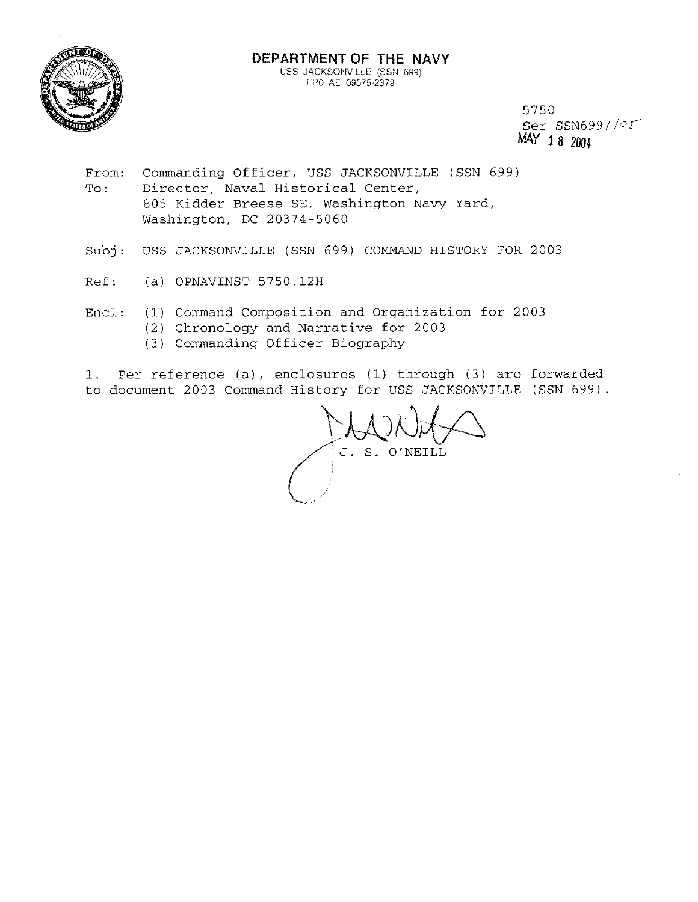**DEPARTMENT OF THE NAVY**
USS JACKSONVILLE (SSN 699)
FPO AE 09575-2379

5750
Ser SSN699//05
MAY 18 2004

From: Commanding Officer, USS JACKSONVILLE (SSN 699)
To: Director, Naval Historical Center,
805 Kidder Breese SE, Washington Navy Yard,
Washington, DC 20374-5060

Subj: USS JACKSONVILLE (SSN 699) COMMAND HISTORY FOR 2003

Ref: (a) OPNAVINST 5750.12H

Encl: (1) Command Composition and Organization for 2003
(2) Chronology and Narrative for 2003
(3) Commanding Officer Biography

1. Per reference (a), enclosures (1) through (3) are forwarded to document 2003 Command History for USS JACKSONVILLE (SSN 699).

J. S. O'NEILL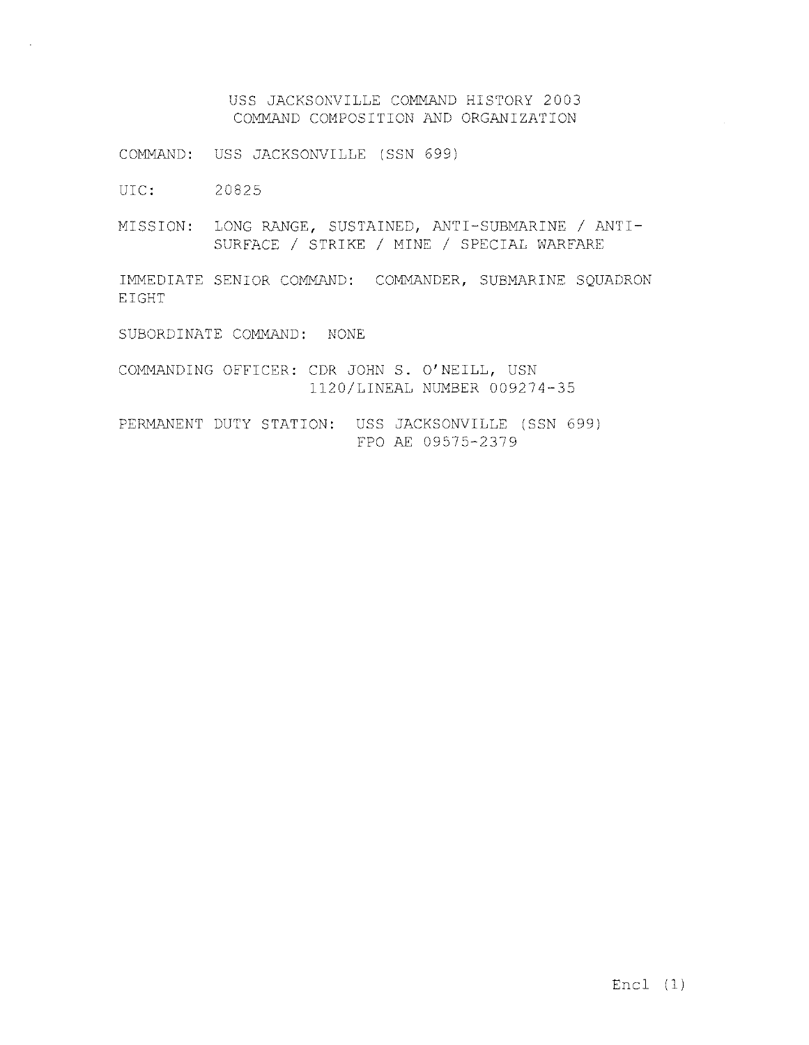# USS JACKSONVILLE COMMAND HISTORY 2003
## COMMAND COMPOSITION AND ORGANIZATION

COMMAND: USS JACKSONVILLE (SSN 699)

UIC: 20825

MISSION: LONG RANGE, SUSTAINED, ANTI-SUBMARINE / ANTI-SURFACE / STRIKE / MINE / SPECIAL WARFARE

IMMEDIATE SENIOR COMMAND: COMMANDER, SUBMARINE SQUADRON EIGHT

SUBORDINATE COMMAND: NONE

COMMANDING OFFICER: CDR JOHN S. O'NEILL, USN
1120/LINEAL NUMBER 009274-35

PERMANENT DUTY STATION: USS JACKSONVILLE (SSN 699)
FPO AE 09575-2379

Encl (1)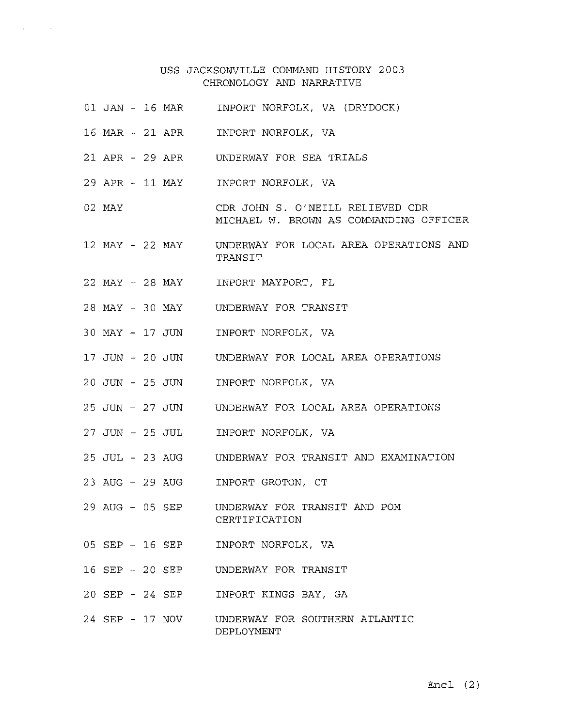# USS JACKSONVILLE COMMAND HISTORY 2003
## CHRONOLOGY AND NARRATIVE

| | |
|---|---|
| 01 JAN - 16 MAR | INPORT NORFOLK, VA (DRYDOCK) |
| 16 MAR - 21 APR | INPORT NORFOLK, VA |
| 21 APR - 29 APR | UNDERWAY FOR SEA TRIALS |
| 29 APR - 11 MAY | INPORT NORFOLK, VA |
| 02 MAY | CDR JOHN S. O'NEILL RELIEVED CDR MICHAEL W. BROWN AS COMMANDING OFFICER |
| 12 MAY - 22 MAY | UNDERWAY FOR LOCAL AREA OPERATIONS AND TRANSIT |
| 22 MAY - 28 MAY | INPORT MAYPORT, FL |
| 28 MAY - 30 MAY | UNDERWAY FOR TRANSIT |
| 30 MAY - 17 JUN | INPORT NORFOLK, VA |
| 17 JUN - 20 JUN | UNDERWAY FOR LOCAL AREA OPERATIONS |
| 20 JUN - 25 JUN | INPORT NORFOLK, VA |
| 25 JUN - 27 JUN | UNDERWAY FOR LOCAL AREA OPERATIONS |
| 27 JUN - 25 JUL | INPORT NORFOLK, VA |
| 25 JUL - 23 AUG | UNDERWAY FOR TRANSIT AND EXAMINATION |
| 23 AUG - 29 AUG | INPORT GROTON, CT |
| 29 AUG - 05 SEP | UNDERWAY FOR TRANSIT AND POM CERTIFICATION |
| 05 SEP - 16 SEP | INPORT NORFOLK, VA |
| 16 SEP - 20 SEP | UNDERWAY FOR TRANSIT |
| 20 SEP - 24 SEP | INPORT KINGS BAY, GA |
| 24 SEP - 17 NOV | UNDERWAY FOR SOUTHERN ATLANTIC DEPLOYMENT |

Encl (2)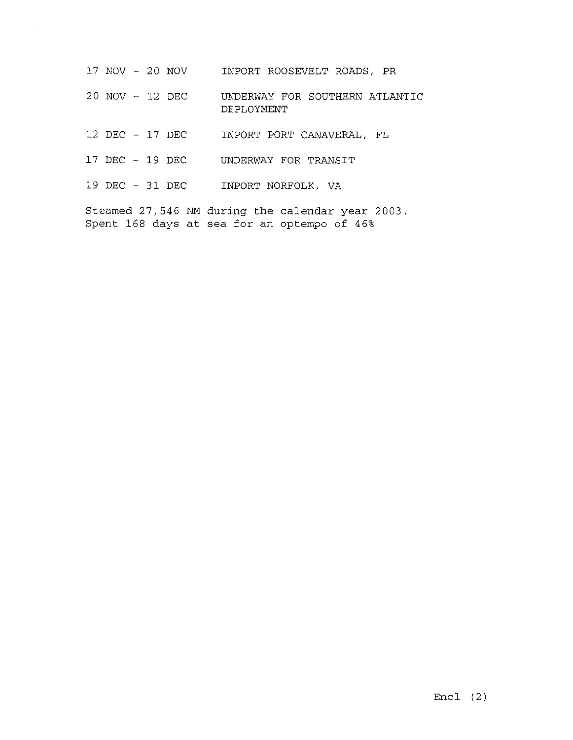| | |
|---|---|
| 17 NOV - 20 NOV | INPORT ROOSEVELT ROADS, PR |
| 20 NOV - 12 DEC | UNDERWAY FOR SOUTHERN ATLANTIC DEPLOYMENT |
| 12 DEC - 17 DEC | INPORT PORT CANAVERAL, FL |
| 17 DEC - 19 DEC | UNDERWAY FOR TRANSIT |
| 19 DEC - 31 DEC | INPORT NORFOLK, VA |

Steamed 27,546 NM during the calendar year 2003.
Spent 168 days at sea for an optempo of 46%

Encl (2)